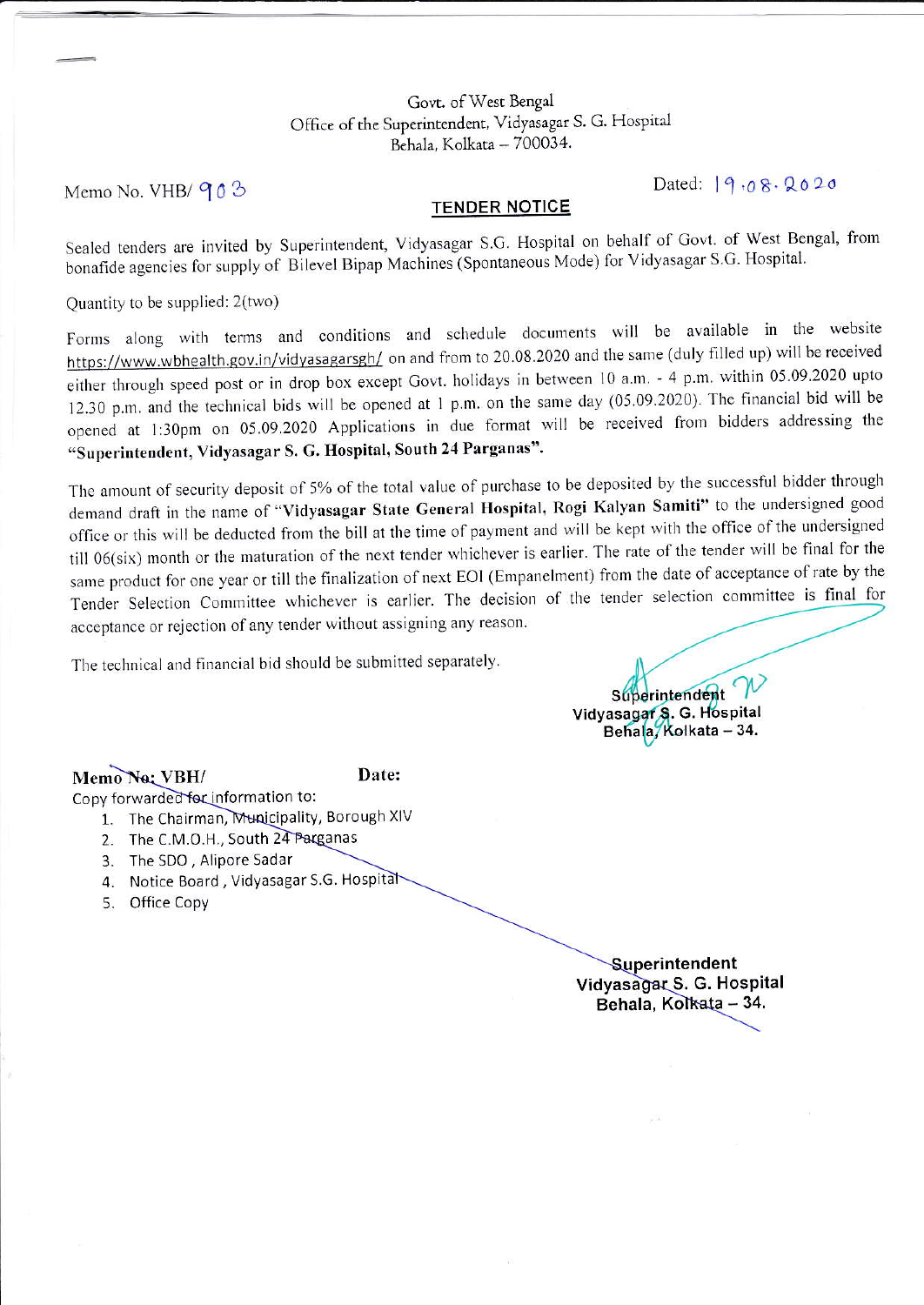Govt. of West Bengal
Office of the Superintendent, Vidyasagar S. G. Hospital
Behala, Kolkata – 700034.

Memo No. VHB/ 903

Dated: 19.08.2020

## TENDER NOTICE

Sealed tenders are invited by Superintendent, Vidyasagar S.G. Hospital on behalf of Govt. of West Bengal, from bonafide agencies for supply of Bilevel Bipap Machines (Spontaneous Mode) for Vidyasagar S.G. Hospital.

Quantity to be supplied: 2(two)

Forms along with terms and conditions and schedule documents will be available in the website https://www.wbhealth.gov.in/vidyasagarsgh/ on and from to 20.08.2020 and the same (duly filled up) will be received either through speed post or in drop box except Govt. holidays in between 10 a.m. - 4 p.m. within 05.09.2020 upto 12.30 p.m. and the technical bids will be opened at 1 p.m. on the same day (05.09.2020). The financial bid will be opened at 1:30pm on 05.09.2020 Applications in due format will be received from bidders addressing the **"Superintendent, Vidyasagar S. G. Hospital, South 24 Parganas"**.

The amount of security deposit of 5% of the total value of purchase to be deposited by the successful bidder through demand draft in the name of **"Vidyasagar State General Hospital, Rogi Kalyan Samiti"** to the undersigned good office or this will be deducted from the bill at the time of payment and will be kept with the office of the undersigned till 06(six) month or the maturation of the next tender whichever is earlier. The rate of the tender will be final for the same product for one year or till the finalization of next EOI (Empanelment) from the date of acceptance of rate by the Tender Selection Committee whichever is earlier. The decision of the tender selection committee is final for acceptance or rejection of any tender without assigning any reason.

The technical and financial bid should be submitted separately.

Superintendent
Vidyasagar S. G. Hospital
Behala, Kolkata – 34.

**Memo No: VBH/** **Date:**

Copy forwarded for information to:

1. The Chairman, Municipality, Borough XIV
2. The C.M.O.H., South 24 Parganas
3. The SDO , Alipore Sadar
4. Notice Board , Vidyasagar S.G. Hospital
5. Office Copy

Superintendent
Vidyasagar S. G. Hospital
Behala, Kolkata – 34.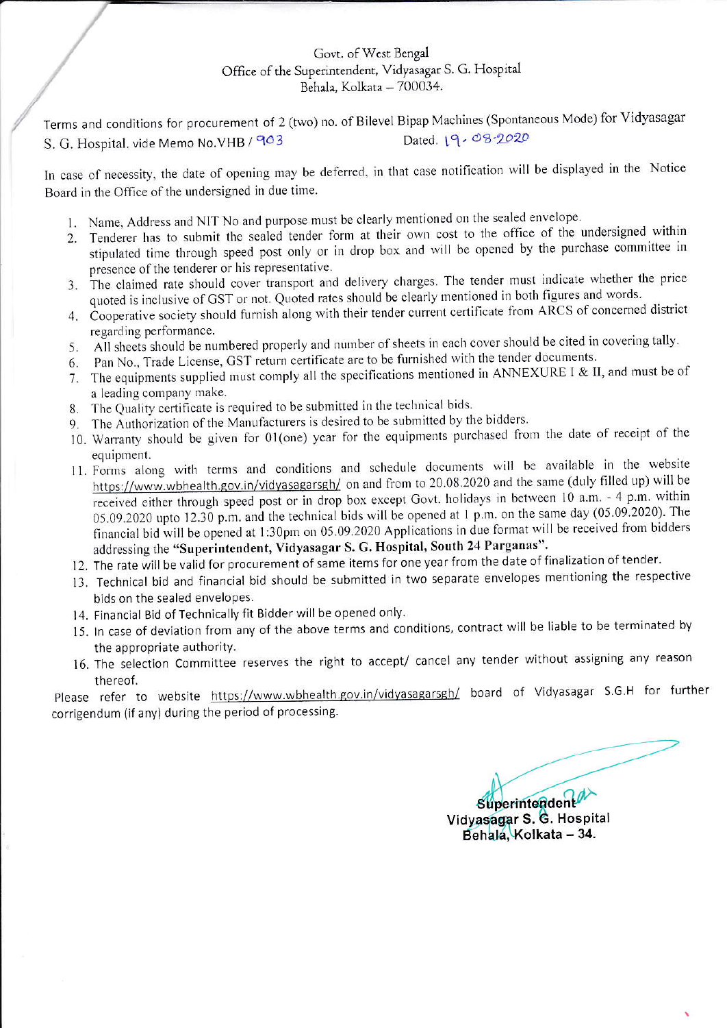Govt. of West Bengal
Office of the Superintendent, Vidyasagar S. G. Hospital
Behala, Kolkata – 700034.

Terms and conditions for procurement of 2 (two) no. of Bilevel Bipap Machines (Spontaneous Mode) for Vidyasagar S. G. Hospital. vide Memo No.VHB / 903 Dated. 19.08.2020

In case of necessity, the date of opening may be deferred, in that case notification will be displayed in the Notice Board in the Office of the undersigned in due time.

1. Name, Address and NIT No and purpose must be clearly mentioned on the sealed envelope.
2. Tenderer has to submit the sealed tender form at their own cost to the office of the undersigned within stipulated time through speed post only or in drop box and will be opened by the purchase committee in presence of the tenderer or his representative.
3. The claimed rate should cover transport and delivery charges. The tender must indicate whether the price quoted is inclusive of GST or not. Quoted rates should be clearly mentioned in both figures and words.
4. Cooperative society should furnish along with their tender current certificate from ARCS of concerned district regarding performance.
5. All sheets should be numbered properly and number of sheets in each cover should be cited in covering tally.
6. Pan No., Trade License, GST return certificate are to be furnished with the tender documents.
7. The equipments supplied must comply all the specifications mentioned in ANNEXURE I & II, and must be of a leading company make.
8. The Quality certificate is required to be submitted in the technical bids.
9. The Authorization of the Manufacturers is desired to be submitted by the bidders.
10. Warranty should be given for 01(one) year for the equipments purchased from the date of receipt of the equipment.
11. Forms along with terms and conditions and schedule documents will be available in the website https://www.wbhealth.gov.in/vidyasagarsgh/ on and from to 20.08.2020 and the same (duly filled up) will be received either through speed post or in drop box except Govt. holidays in between 10 a.m. - 4 p.m. within 05.09.2020 upto 12.30 p.m. and the technical bids will be opened at 1 p.m. on the same day (05.09.2020). The financial bid will be opened at 1:30pm on 05.09.2020 Applications in due format will be received from bidders addressing the **"Superintendent, Vidyasagar S. G. Hospital, South 24 Parganas"**.
12. The rate will be valid for procurement of same items for one year from the date of finalization of tender.
13. Technical bid and financial bid should be submitted in two separate envelopes mentioning the respective bids on the sealed envelopes.
14. Financial Bid of Technically fit Bidder will be opened only.
15. In case of deviation from any of the above terms and conditions, contract will be liable to be terminated by the appropriate authority.
16. The selection Committee reserves the right to accept/ cancel any tender without assigning any reason thereof.

Please refer to website https://www.wbhealth.gov.in/vidyasagarsgh/ board of Vidyasagar S.G.H for further corrigendum (if any) during the period of processing.

Superintendent
Vidyasagar S. G. Hospital
Behala, Kolkata – 34.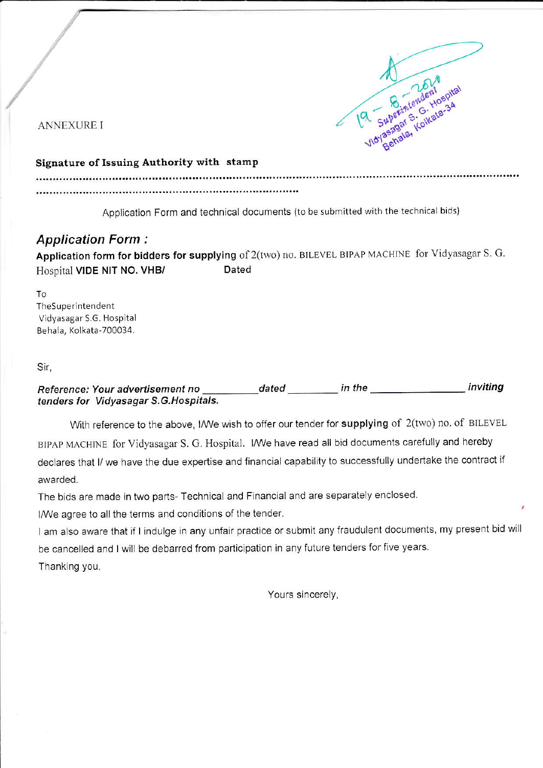19 - 8 - 2020
Superintendent
Vidyasagar S. G. Hospital
Behala, Kolkata-34

ANNEXURE I

**Signature of Issuing Authority with stamp**

.........................................................................................................................................................

.................................................................................

Application Form and technical documents (to be submitted with the technical bids)

## *Application Form :*

**Application form for bidders for supplying** of 2(two) no. BILEVEL BIPAP MACHINE for Vidyasagar S. G. Hospital **VIDE NIT NO. VHB/** Dated

To
TheSuperintendent
Vidyasagar S.G. Hospital
Behala, Kolkata-700034.

Sir,

***Reference: Your advertisement no __________ dated _________ in the ________________ inviting tenders for Vidyasagar S.G.Hospitals.***

With reference to the above, I/We wish to offer our tender for **supplying** of 2(two) no. of BILEVEL BIPAP MACHINE for Vidyasagar S. G. Hospital. I/We have read all bid documents carefully and hereby declares that I/ we have the due expertise and financial capability to successfully undertake the contract if awarded.

The bids are made in two parts- Technical and Financial and are separately enclosed.

I/We agree to all the terms and conditions of the tender.

I am also aware that if I indulge in any unfair practice or submit any fraudulent documents, my present bid will be cancelled and I will be debarred from participation in any future tenders for five years.

Thanking you.

Yours sincerely,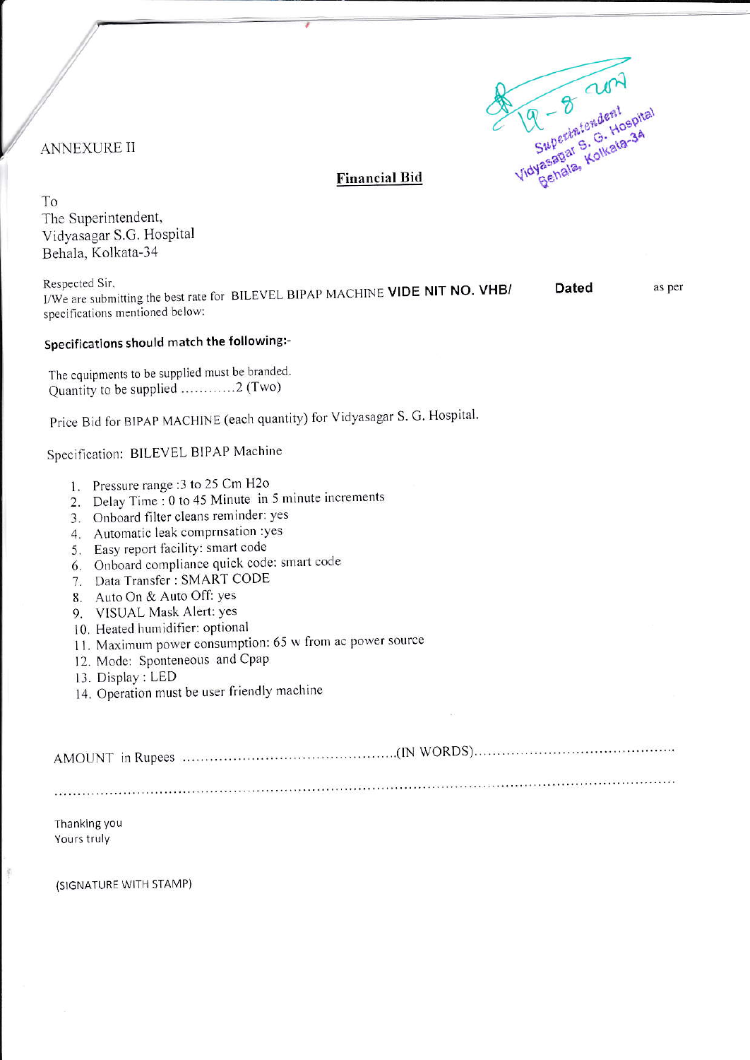ANNEXURE II

19-8-2024
Superintendent
Vidyasagar S. G. Hospital
Behala, Kolkata-34

**Financial Bid**

To
The Superintendent,
Vidyasagar S.G. Hospital
Behala, Kolkata-34

Respected Sir,
I/We are submitting the best rate for BILEVEL BIPAP MACHINE **VIDE NIT NO. VHB/** **Dated** as per specifications mentioned below:

**Specifications should match the following:-**

The equipments to be supplied must be branded.
Quantity to be supplied ...........2 (Two)

Price Bid for BIPAP MACHINE (each quantity) for Vidyasagar S. G. Hospital.

Specification: BILEVEL BIPAP Machine

1. Pressure range :3 to 25 Cm H2o
2. Delay Time : 0 to 45 Minute in 5 minute increments
3. Onboard filter cleans reminder: yes
4. Automatic leak comprnsation :yes
5. Easy report facility: smart code
6. Onboard compliance quick code: smart code
7. Data Transfer : SMART CODE
8. Auto On & Auto Off: yes
9. VISUAL Mask Alert: yes
10. Heated humidifier: optional
11. Maximum power consumption: 65 w from ac power source
12. Mode: Sponteneous and Cpap
13. Display : LED
14. Operation must be user friendly machine

AMOUNT in Rupees .............................................(IN WORDS)...........................................

..............................................................................................................................................

Thanking you
Yours truly

(SIGNATURE WITH STAMP)